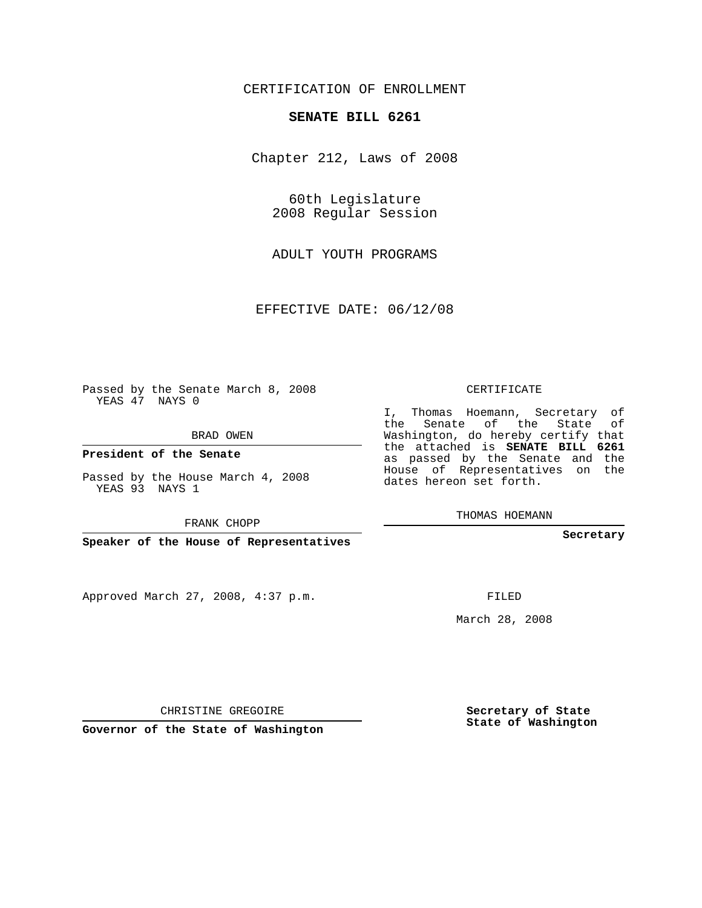CERTIFICATION OF ENROLLMENT

**SENATE BILL 6261**

Chapter 212, Laws of 2008

60th Legislature
2008 Regular Session

ADULT YOUTH PROGRAMS

EFFECTIVE DATE: 06/12/08

Passed by the Senate March 8, 2008
YEAS 47 NAYS 0

BRAD OWEN

**President of the Senate**

Passed by the House March 4, 2008
YEAS 93 NAYS 1

FRANK CHOPP

**Speaker of the House of Representatives**

Approved March 27, 2008, 4:37 p.m.

CHRISTINE GREGOIRE

**Governor of the State of Washington**

CERTIFICATE

I, Thomas Hoemann, Secretary of the Senate of the State of Washington, do hereby certify that the attached is **SENATE BILL 6261** as passed by the Senate and the House of Representatives on the dates hereon set forth.

THOMAS HOEMANN

**Secretary**

FILED

March 28, 2008

**Secretary of State**
**State of Washington**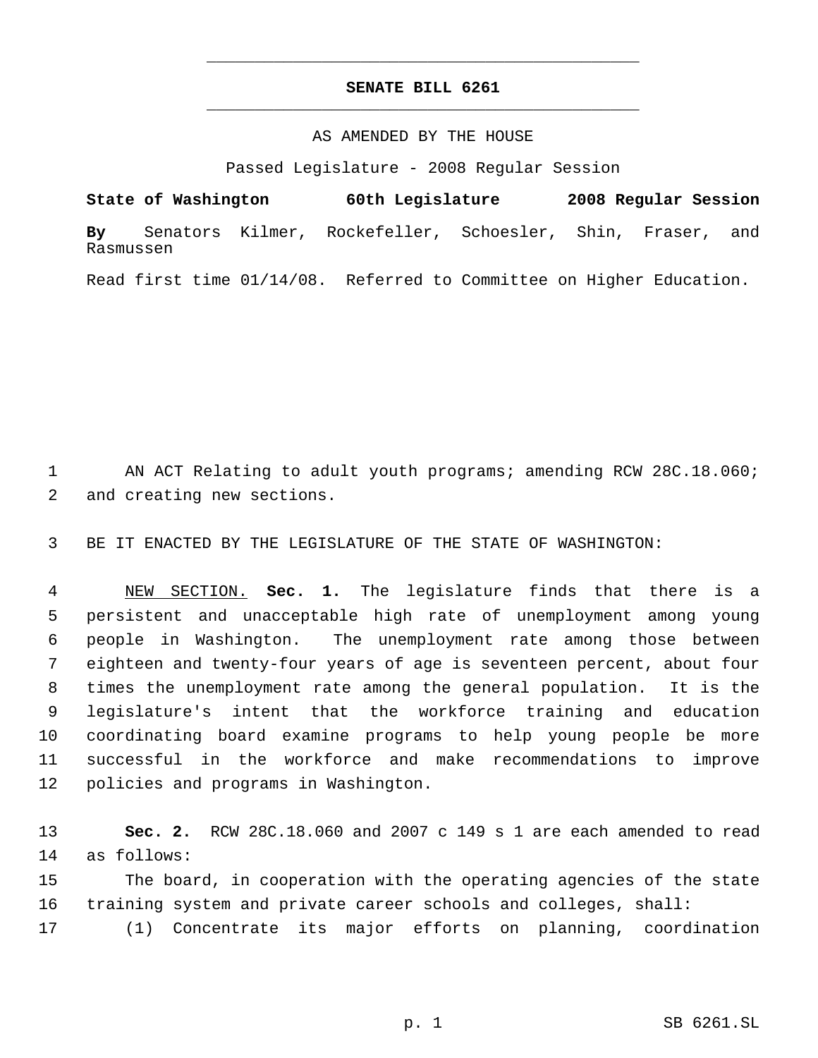# SENATE BILL 6261

AS AMENDED BY THE HOUSE

Passed Legislature - 2008 Regular Session

**State of Washington 60th Legislature 2008 Regular Session**

**By** Senators Kilmer, Rockefeller, Schoesler, Shin, Fraser, and Rasmussen

Read first time 01/14/08. Referred to Committee on Higher Education.

AN ACT Relating to adult youth programs; amending RCW 28C.18.060; and creating new sections.

BE IT ENACTED BY THE LEGISLATURE OF THE STATE OF WASHINGTON:

NEW SECTION. **Sec. 1.** The legislature finds that there is a persistent and unacceptable high rate of unemployment among young people in Washington. The unemployment rate among those between eighteen and twenty-four years of age is seventeen percent, about four times the unemployment rate among the general population. It is the legislature's intent that the workforce training and education coordinating board examine programs to help young people be more successful in the workforce and make recommendations to improve policies and programs in Washington.

**Sec. 2.** RCW 28C.18.060 and 2007 c 149 s 1 are each amended to read as follows:

The board, in cooperation with the operating agencies of the state training system and private career schools and colleges, shall:

(1) Concentrate its major efforts on planning, coordination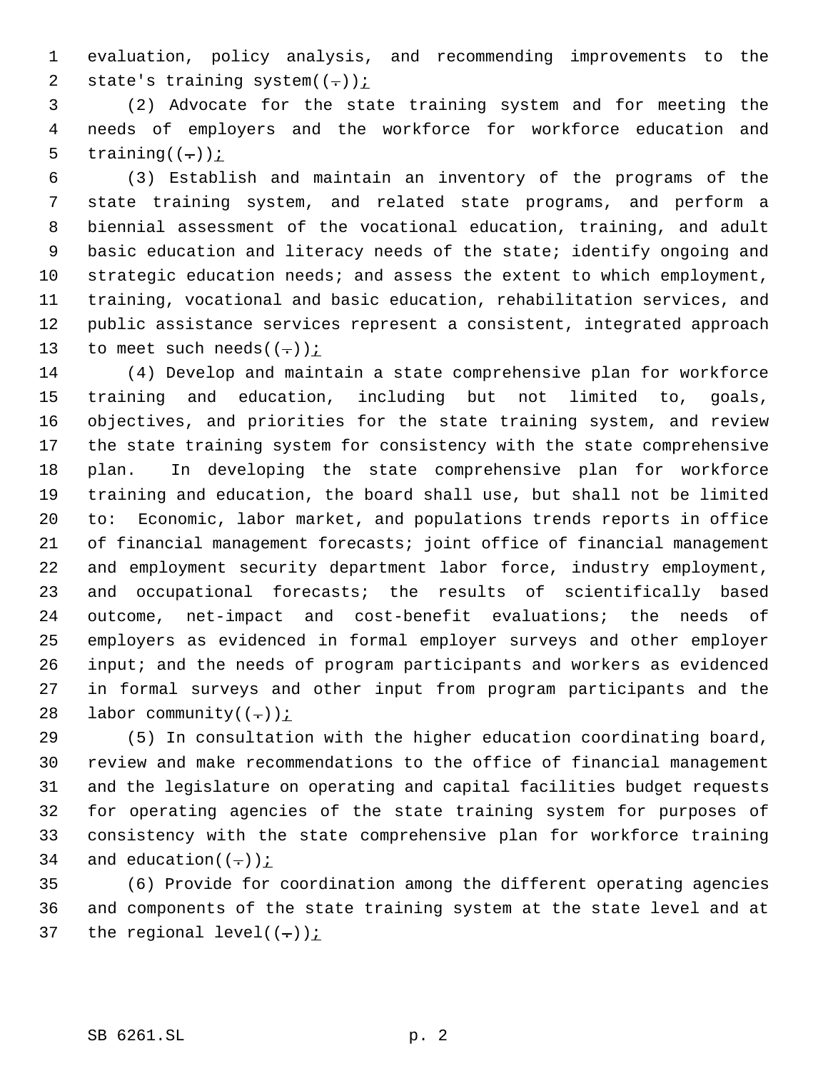evaluation, policy analysis, and recommending improvements to the state's training system((.)) ;

(2) Advocate for the state training system and for meeting the needs of employers and the workforce for workforce education and training((.)) ;

(3) Establish and maintain an inventory of the programs of the state training system, and related state programs, and perform a biennial assessment of the vocational education, training, and adult basic education and literacy needs of the state; identify ongoing and strategic education needs; and assess the extent to which employment, training, vocational and basic education, rehabilitation services, and public assistance services represent a consistent, integrated approach to meet such needs((.)) ;

(4) Develop and maintain a state comprehensive plan for workforce training and education, including but not limited to, goals, objectives, and priorities for the state training system, and review the state training system for consistency with the state comprehensive plan. In developing the state comprehensive plan for workforce training and education, the board shall use, but shall not be limited to: Economic, labor market, and populations trends reports in office of financial management forecasts; joint office of financial management and employment security department labor force, industry employment, and occupational forecasts; the results of scientifically based outcome, net-impact and cost-benefit evaluations; the needs of employers as evidenced in formal employer surveys and other employer input; and the needs of program participants and workers as evidenced in formal surveys and other input from program participants and the labor community((.)) ;

(5) In consultation with the higher education coordinating board, review and make recommendations to the office of financial management and the legislature on operating and capital facilities budget requests for operating agencies of the state training system for purposes of consistency with the state comprehensive plan for workforce training and education((.)) ;

(6) Provide for coordination among the different operating agencies and components of the state training system at the state level and at the regional level((.)) ;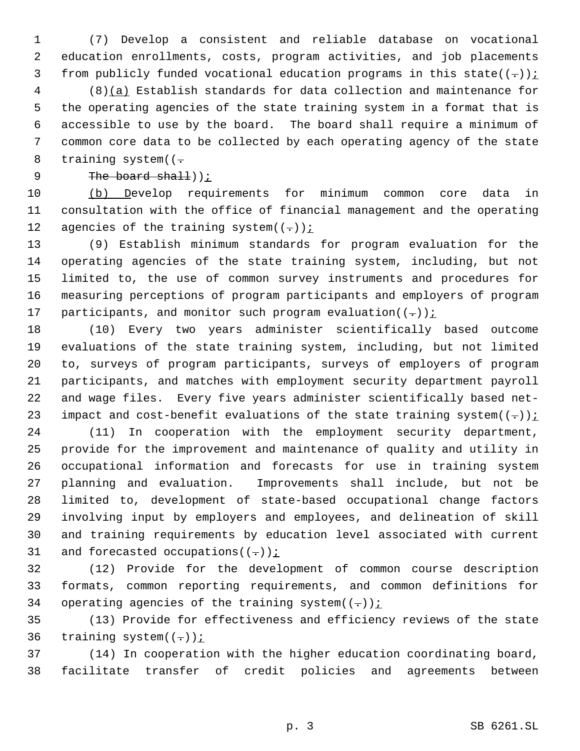(7) Develop a consistent and reliable database on vocational education enrollments, costs, program activities, and job placements from publicly funded vocational education programs in this state((.));

(8)(a) Establish standards for data collection and maintenance for the operating agencies of the state training system in a format that is accessible to use by the board. The board shall require a minimum of common core data to be collected by each operating agency of the state training system((.

The board shall));

(b) Develop requirements for minimum common core data in consultation with the office of financial management and the operating agencies of the training system((.));

(9) Establish minimum standards for program evaluation for the operating agencies of the state training system, including, but not limited to, the use of common survey instruments and procedures for measuring perceptions of program participants and employers of program participants, and monitor such program evaluation((.));

(10) Every two years administer scientifically based outcome evaluations of the state training system, including, but not limited to, surveys of program participants, surveys of employers of program participants, and matches with employment security department payroll and wage files. Every five years administer scientifically based net-impact and cost-benefit evaluations of the state training system((.));

(11) In cooperation with the employment security department, provide for the improvement and maintenance of quality and utility in occupational information and forecasts for use in training system planning and evaluation. Improvements shall include, but not be limited to, development of state-based occupational change factors involving input by employers and employees, and delineation of skill and training requirements by education level associated with current and forecasted occupations((.));

(12) Provide for the development of common course description formats, common reporting requirements, and common definitions for operating agencies of the training system((.));

(13) Provide for effectiveness and efficiency reviews of the state training system((.));

(14) In cooperation with the higher education coordinating board, facilitate transfer of credit policies and agreements between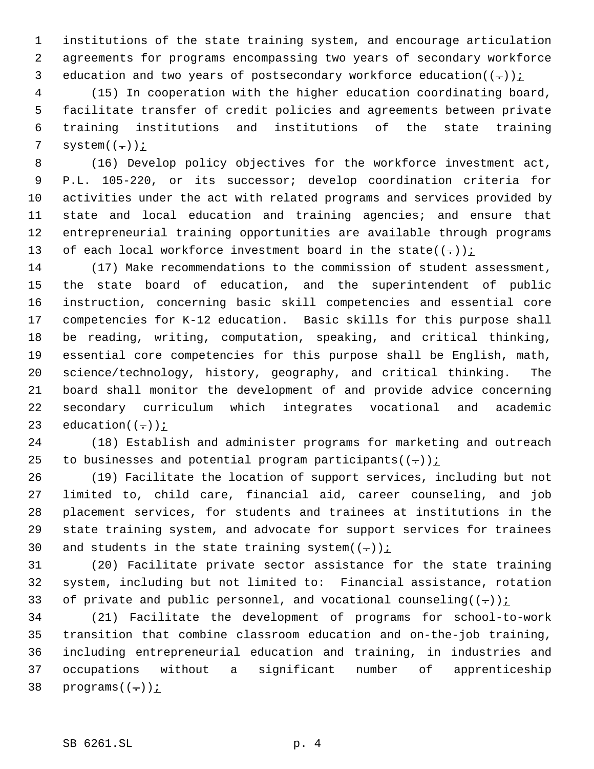institutions of the state training system, and encourage articulation agreements for programs encompassing two years of secondary workforce education and two years of postsecondary workforce education((.));

(15) In cooperation with the higher education coordinating board, facilitate transfer of credit policies and agreements between private training institutions and institutions of the state training system((.));

(16) Develop policy objectives for the workforce investment act, P.L. 105-220, or its successor; develop coordination criteria for activities under the act with related programs and services provided by state and local education and training agencies; and ensure that entrepreneurial training opportunities are available through programs of each local workforce investment board in the state((.));

(17) Make recommendations to the commission of student assessment, the state board of education, and the superintendent of public instruction, concerning basic skill competencies and essential core competencies for K-12 education. Basic skills for this purpose shall be reading, writing, computation, speaking, and critical thinking, essential core competencies for this purpose shall be English, math, science/technology, history, geography, and critical thinking. The board shall monitor the development of and provide advice concerning secondary curriculum which integrates vocational and academic education((.));

(18) Establish and administer programs for marketing and outreach to businesses and potential program participants((.));

(19) Facilitate the location of support services, including but not limited to, child care, financial aid, career counseling, and job placement services, for students and trainees at institutions in the state training system, and advocate for support services for trainees and students in the state training system((.));

(20) Facilitate private sector assistance for the state training system, including but not limited to: Financial assistance, rotation of private and public personnel, and vocational counseling((.));

(21) Facilitate the development of programs for school-to-work transition that combine classroom education and on-the-job training, including entrepreneurial education and training, in industries and occupations without a significant number of apprenticeship programs((.));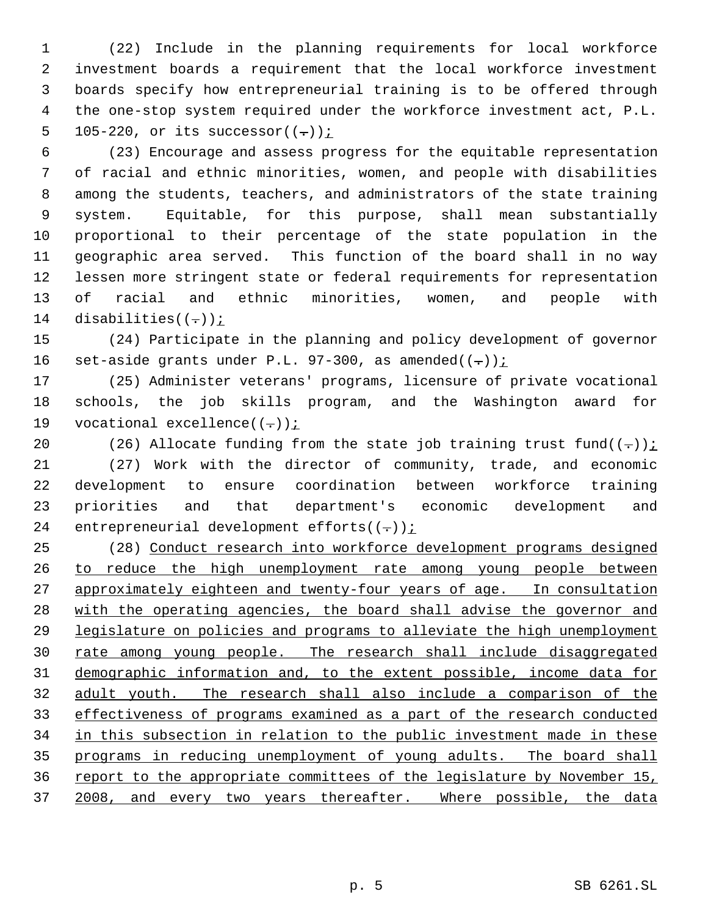(22) Include in the planning requirements for local workforce investment boards a requirement that the local workforce investment boards specify how entrepreneurial training is to be offered through the one-stop system required under the workforce investment act, P.L. 105-220, or its successor((.));

(23) Encourage and assess progress for the equitable representation of racial and ethnic minorities, women, and people with disabilities among the students, teachers, and administrators of the state training system. Equitable, for this purpose, shall mean substantially proportional to their percentage of the state population in the geographic area served. This function of the board shall in no way lessen more stringent state or federal requirements for representation of racial and ethnic minorities, women, and people with disabilities((.));

(24) Participate in the planning and policy development of governor set-aside grants under P.L. 97-300, as amended((.));

(25) Administer veterans' programs, licensure of private vocational schools, the job skills program, and the Washington award for vocational excellence((.));

(26) Allocate funding from the state job training trust fund((.));

(27) Work with the director of community, trade, and economic development to ensure coordination between workforce training priorities and that department's economic development and entrepreneurial development efforts((.));

(28) Conduct research into workforce development programs designed to reduce the high unemployment rate among young people between approximately eighteen and twenty-four years of age. In consultation with the operating agencies, the board shall advise the governor and legislature on policies and programs to alleviate the high unemployment rate among young people. The research shall include disaggregated demographic information and, to the extent possible, income data for adult youth. The research shall also include a comparison of the effectiveness of programs examined as a part of the research conducted in this subsection in relation to the public investment made in these programs in reducing unemployment of young adults. The board shall report to the appropriate committees of the legislature by November 15, 2008, and every two years thereafter. Where possible, the data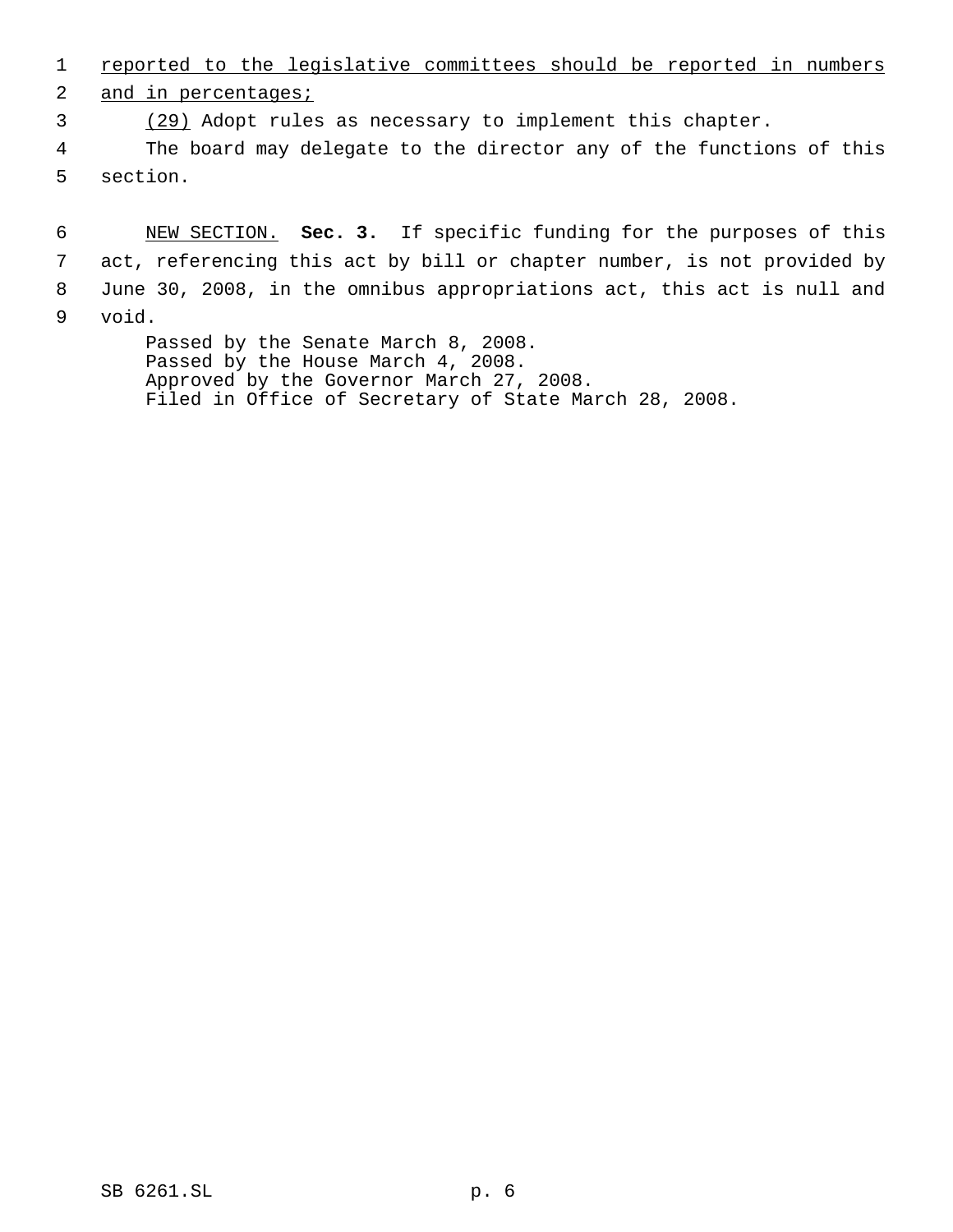reported to the legislative committees should be reported in numbers and in percentages;

(29) Adopt rules as necessary to implement this chapter.

The board may delegate to the director any of the functions of this section.

NEW SECTION. **Sec. 3.** If specific funding for the purposes of this act, referencing this act by bill or chapter number, is not provided by June 30, 2008, in the omnibus appropriations act, this act is null and void.

Passed by the Senate March 8, 2008.
Passed by the House March 4, 2008.
Approved by the Governor March 27, 2008.
Filed in Office of Secretary of State March 28, 2008.